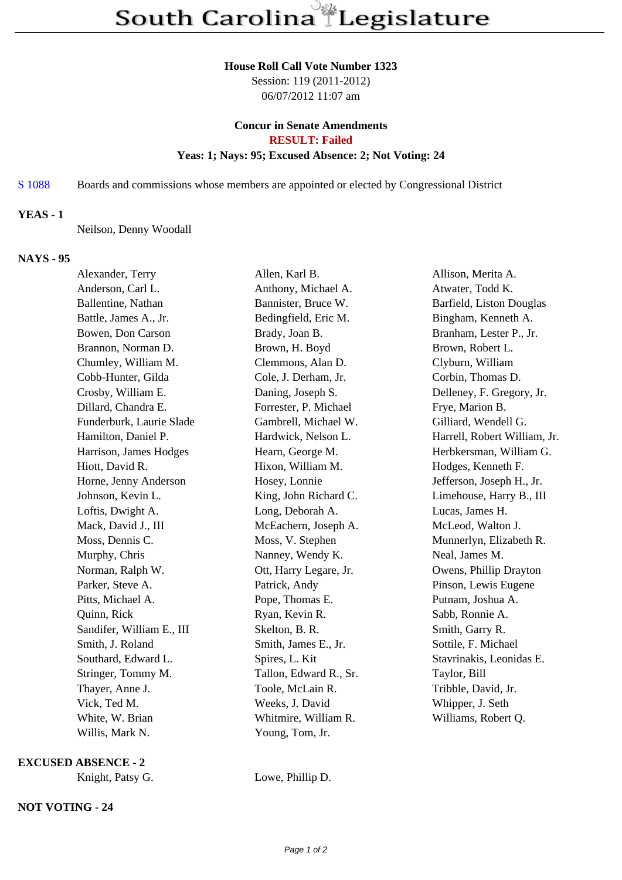# South Carolina Legislature

**House Roll Call Vote Number 1323**
Session: 119 (2011-2012)
06/07/2012 11:07 am

**Concur in Senate Amendments**
**RESULT: Failed**
**Yeas: 1; Nays: 95; Excused Absence: 2; Not Voting: 24**

S 1088 Boards and commissions whose members are appointed or elected by Congressional District

**YEAS - 1**

Neilson, Denny Woodall

**NAYS - 95**

| | | |
|---|---|---|
| Alexander, Terry | Allen, Karl B. | Allison, Merita A. |
| Anderson, Carl L. | Anthony, Michael A. | Atwater, Todd K. |
| Ballentine, Nathan | Bannister, Bruce W. | Barfield, Liston Douglas |
| Battle, James A., Jr. | Bedingfield, Eric M. | Bingham, Kenneth A. |
| Bowen, Don Carson | Brady, Joan B. | Branham, Lester P., Jr. |
| Brannon, Norman D. | Brown, H. Boyd | Brown, Robert L. |
| Chumley, William M. | Clemmons, Alan D. | Clyburn, William |
| Cobb-Hunter, Gilda | Cole, J. Derham, Jr. | Corbin, Thomas D. |
| Crosby, William E. | Daning, Joseph S. | Delleney, F. Gregory, Jr. |
| Dillard, Chandra E. | Forrester, P. Michael | Frye, Marion B. |
| Funderburk, Laurie Slade | Gambrell, Michael W. | Gilliard, Wendell G. |
| Hamilton, Daniel P. | Hardwick, Nelson L. | Harrell, Robert William, Jr. |
| Harrison, James Hodges | Hearn, George M. | Herbkersman, William G. |
| Hiott, David R. | Hixon, William M. | Hodges, Kenneth F. |
| Horne, Jenny Anderson | Hosey, Lonnie | Jefferson, Joseph H., Jr. |
| Johnson, Kevin L. | King, John Richard C. | Limehouse, Harry B., III |
| Loftis, Dwight A. | Long, Deborah A. | Lucas, James H. |
| Mack, David J., III | McEachern, Joseph A. | McLeod, Walton J. |
| Moss, Dennis C. | Moss, V. Stephen | Munnerlyn, Elizabeth R. |
| Murphy, Chris | Nanney, Wendy K. | Neal, James M. |
| Norman, Ralph W. | Ott, Harry Legare, Jr. | Owens, Phillip Drayton |
| Parker, Steve A. | Patrick, Andy | Pinson, Lewis Eugene |
| Pitts, Michael A. | Pope, Thomas E. | Putnam, Joshua A. |
| Quinn, Rick | Ryan, Kevin R. | Sabb, Ronnie A. |
| Sandifer, William E., III | Skelton, B. R. | Smith, Garry R. |
| Smith, J. Roland | Smith, James E., Jr. | Sottile, F. Michael |
| Southard, Edward L. | Spires, L. Kit | Stavrinakis, Leonidas E. |
| Stringer, Tommy M. | Tallon, Edward R., Sr. | Taylor, Bill |
| Thayer, Anne J. | Toole, McLain R. | Tribble, David, Jr. |
| Vick, Ted M. | Weeks, J. David | Whipper, J. Seth |
| White, W. Brian | Whitmire, William R. | Williams, Robert Q. |
| Willis, Mark N. | Young, Tom, Jr. | |

**EXCUSED ABSENCE - 2**

| | |
|---|---|
| Knight, Patsy G. | Lowe, Phillip D. |

**NOT VOTING - 24**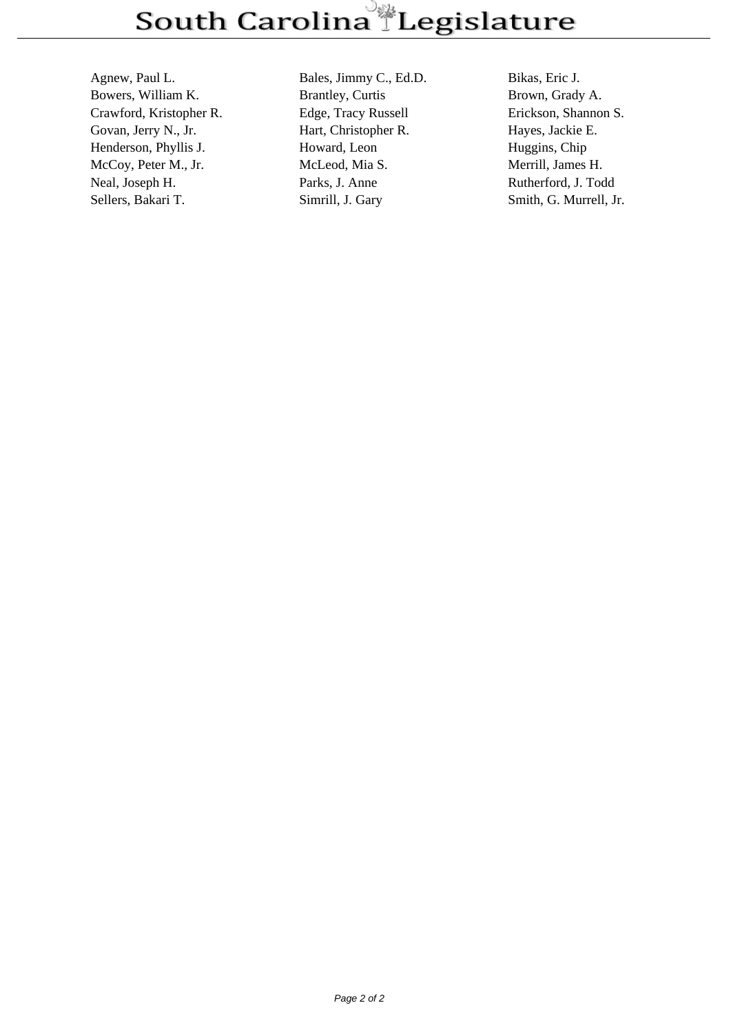Agnew, Paul L.
Bales, Jimmy C., Ed.D.
Bikas, Eric J.
Bowers, William K.
Brantley, Curtis
Brown, Grady A.
Crawford, Kristopher R.
Edge, Tracy Russell
Erickson, Shannon S.
Govan, Jerry N., Jr.
Hart, Christopher R.
Hayes, Jackie E.
Henderson, Phyllis J.
Howard, Leon
Huggins, Chip
McCoy, Peter M., Jr.
McLeod, Mia S.
Merrill, James H.
Neal, Joseph H.
Parks, J. Anne
Rutherford, J. Todd
Sellers, Bakari T.
Simrill, J. Gary
Smith, G. Murrell, Jr.